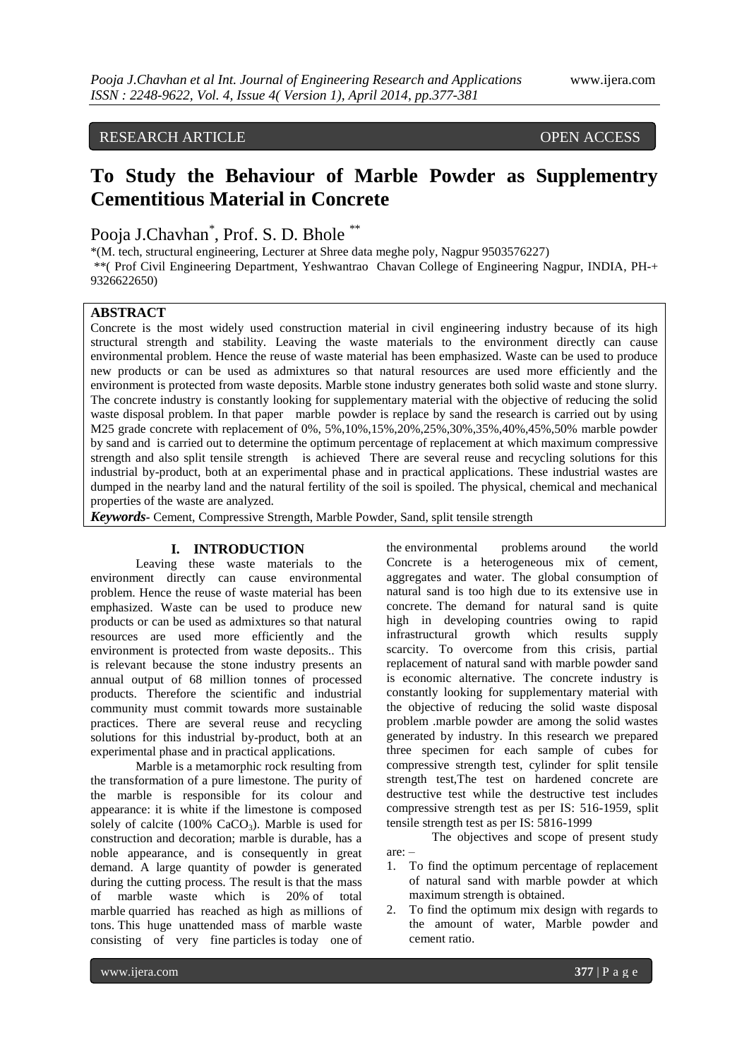RESEARCH ARTICLE OPEN ACCESS

# To Study the Behaviour of Marble Powder as Supplementry Cementitious Material in Concrete

Pooja J.Chavhan*, Prof. S. D. Bhole **

*(M. tech, structural engineering, Lecturer at Shree data meghe poly, Nagpur 9503576227)

**( Prof Civil Engineering Department, Yeshwantrao Chavan College of Engineering Nagpur, INDIA, PH-+ 9326622650)

## ABSTRACT

Concrete is the most widely used construction material in civil engineering industry because of its high structural strength and stability. Leaving the waste materials to the environment directly can cause environmental problem. Hence the reuse of waste material has been emphasized. Waste can be used to produce new products or can be used as admixtures so that natural resources are used more efficiently and the environment is protected from waste deposits. Marble stone industry generates both solid waste and stone slurry. The concrete industry is constantly looking for supplementary material with the objective of reducing the solid waste disposal problem. In that paper marble powder is replace by sand the research is carried out by using M25 grade concrete with replacement of 0%, 5%,10%,15%,20%,25%,30%,35%,40%,45%,50% marble powder by sand and is carried out to determine the optimum percentage of replacement at which maximum compressive strength and also split tensile strength is achieved There are several reuse and recycling solutions for this industrial by-product, both at an experimental phase and in practical applications. These industrial wastes are dumped in the nearby land and the natural fertility of the soil is spoiled. The physical, chemical and mechanical properties of the waste are analyzed.

***Keywords***- Cement, Compressive Strength, Marble Powder, Sand, split tensile strength

## I. INTRODUCTION

Leaving these waste materials to the environment directly can cause environmental problem. Hence the reuse of waste material has been emphasized. Waste can be used to produce new products or can be used as admixtures so that natural resources are used more efficiently and the environment is protected from waste deposits.. This is relevant because the stone industry presents an annual output of 68 million tonnes of processed products. Therefore the scientific and industrial community must commit towards more sustainable practices. There are several reuse and recycling solutions for this industrial by-product, both at an experimental phase and in practical applications.

Marble is a metamorphic rock resulting from the transformation of a pure limestone. The purity of the marble is responsible for its colour and appearance: it is white if the limestone is composed solely of calcite (100% $CaCO_3$). Marble is used for construction and decoration; marble is durable, has a noble appearance, and is consequently in great demand. A large quantity of powder is generated during the cutting process. The result is that the mass of marble waste which is 20% of total marble quarried has reached as high as millions of tons. This huge unattended mass of marble waste consisting of very fine particles is today one of the environmental problems around the world Concrete is a heterogeneous mix of cement, aggregates and water. The global consumption of natural sand is too high due to its extensive use in concrete. The demand for natural sand is quite high in developing countries owing to rapid infrastructural growth which results supply scarcity. To overcome from this crisis, partial replacement of natural sand with marble powder sand is economic alternative. The concrete industry is constantly looking for supplementary material with the objective of reducing the solid waste disposal problem .marble powder are among the solid wastes generated by industry. In this research we prepared three specimen for each sample of cubes for compressive strength test, cylinder for split tensile strength test,The test on hardened concrete are destructive test while the destructive test includes compressive strength test as per IS: 516-1959, split tensile strength test as per IS: 5816-1999

The objectives and scope of present study are: –

1. To find the optimum percentage of replacement of natural sand with marble powder at which maximum strength is obtained.
2. To find the optimum mix design with regards to the amount of water, Marble powder and cement ratio.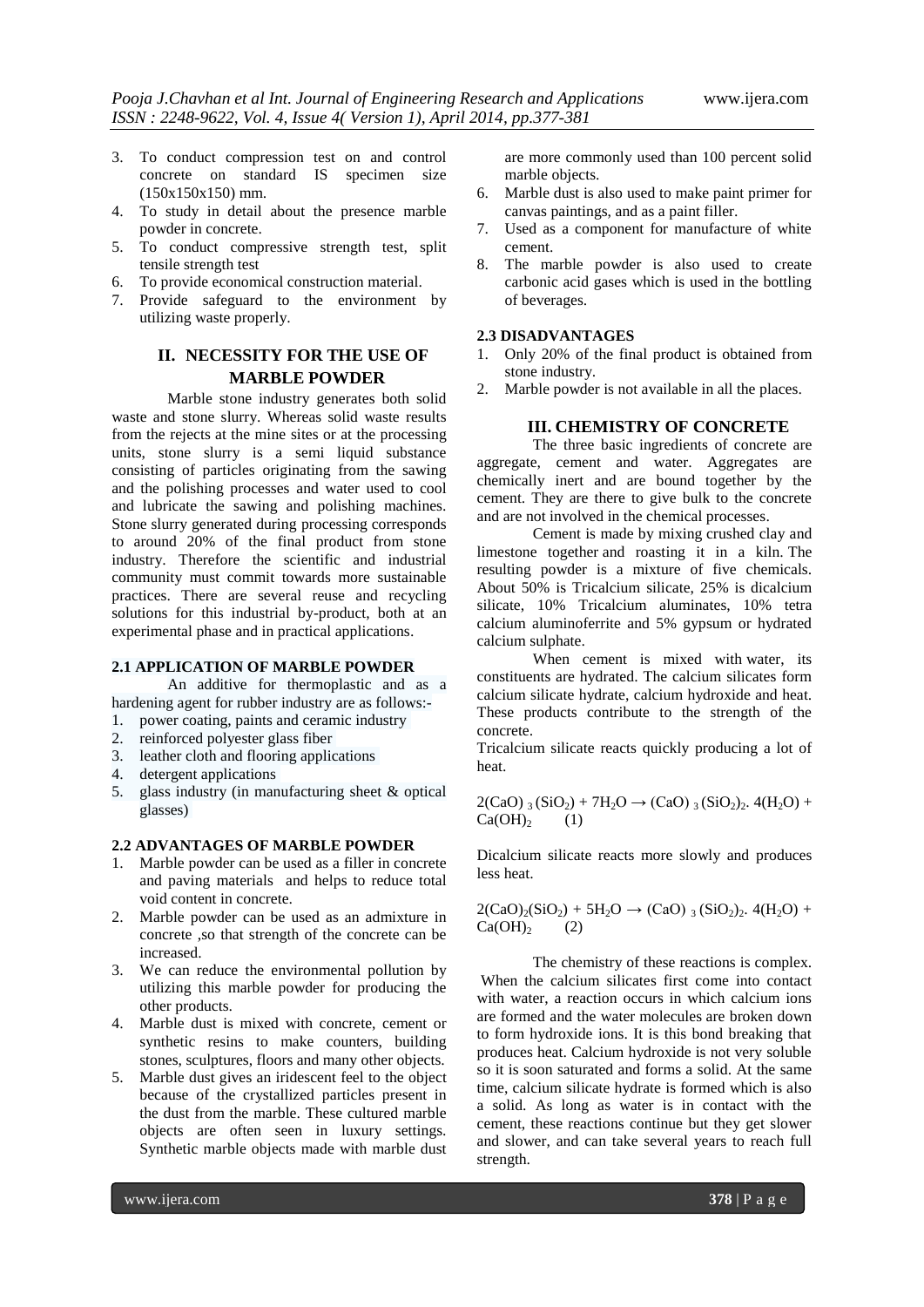3. To conduct compression test on and control concrete on standard IS specimen size (150x150x150) mm.
4. To study in detail about the presence marble powder in concrete.
5. To conduct compressive strength test, split tensile strength test
6. To provide economical construction material.
7. Provide safeguard to the environment by utilizing waste properly.

## II. NECESSITY FOR THE USE OF MARBLE POWDER

Marble stone industry generates both solid waste and stone slurry. Whereas solid waste results from the rejects at the mine sites or at the processing units, stone slurry is a semi liquid substance consisting of particles originating from the sawing and the polishing processes and water used to cool and lubricate the sawing and polishing machines. Stone slurry generated during processing corresponds to around 20% of the final product from stone industry. Therefore the scientific and industrial community must commit towards more sustainable practices. There are several reuse and recycling solutions for this industrial by-product, both at an experimental phase and in practical applications.

### 2.1 APPLICATION OF MARBLE POWDER

An additive for thermoplastic and as a hardening agent for rubber industry are as follows:-

1. power coating, paints and ceramic industry
2. reinforced polyester glass fiber
3. leather cloth and flooring applications
4. detergent applications
5. glass industry (in manufacturing sheet & optical glasses)

### 2.2 ADVANTAGES OF MARBLE POWDER

1. Marble powder can be used as a filler in concrete and paving materials and helps to reduce total void content in concrete.
2. Marble powder can be used as an admixture in concrete ,so that strength of the concrete can be increased.
3. We can reduce the environmental pollution by utilizing this marble powder for producing the other products.
4. Marble dust is mixed with concrete, cement or synthetic resins to make counters, building stones, sculptures, floors and many other objects.
5. Marble dust gives an iridescent feel to the object because of the crystallized particles present in the dust from the marble. These cultured marble objects are often seen in luxury settings. Synthetic marble objects made with marble dust are more commonly used than 100 percent solid marble objects.
6. Marble dust is also used to make paint primer for canvas paintings, and as a paint filler.
7. Used as a component for manufacture of white cement.
8. The marble powder is also used to create carbonic acid gases which is used in the bottling of beverages.

### 2.3 DISADVANTAGES

1. Only 20% of the final product is obtained from stone industry.
2. Marble powder is not available in all the places.

## III. CHEMISTRY OF CONCRETE

The three basic ingredients of concrete are aggregate, cement and water. Aggregates are chemically inert and are bound together by the cement. They are there to give bulk to the concrete and are not involved in the chemical processes.

Cement is made by mixing crushed clay and limestone together and roasting it in a kiln. The resulting powder is a mixture of five chemicals. About 50% is Tricalcium silicate, 25% is dicalcium silicate, 10% Tricalcium aluminates, 10% tetra calcium aluminoferrite and 5% gypsum or hydrated calcium sulphate.

When cement is mixed with water, its constituents are hydrated. The calcium silicates form calcium silicate hydrate, calcium hydroxide and heat. These products contribute to the strength of the concrete.

Tricalcium silicate reacts quickly producing a lot of heat.

$$2(CaO)_3(SiO_2) + 7H_2O \rightarrow (CaO)_3(SiO_2)_2.\ 4(H_2O) + Ca(OH)_2 \qquad (1)$$

Dicalcium silicate reacts more slowly and produces less heat.

$$2(CaO)_2(SiO_2) + 5H_2O \rightarrow (CaO)_3(SiO_2)_2.\ 4(H_2O) + Ca(OH)_2 \qquad (2)$$

The chemistry of these reactions is complex. When the calcium silicates first come into contact with water, a reaction occurs in which calcium ions are formed and the water molecules are broken down to form hydroxide ions. It is this bond breaking that produces heat. Calcium hydroxide is not very soluble so it is soon saturated and forms a solid. At the same time, calcium silicate hydrate is formed which is also a solid. As long as water is in contact with the cement, these reactions continue but they get slower and slower, and can take several years to reach full strength.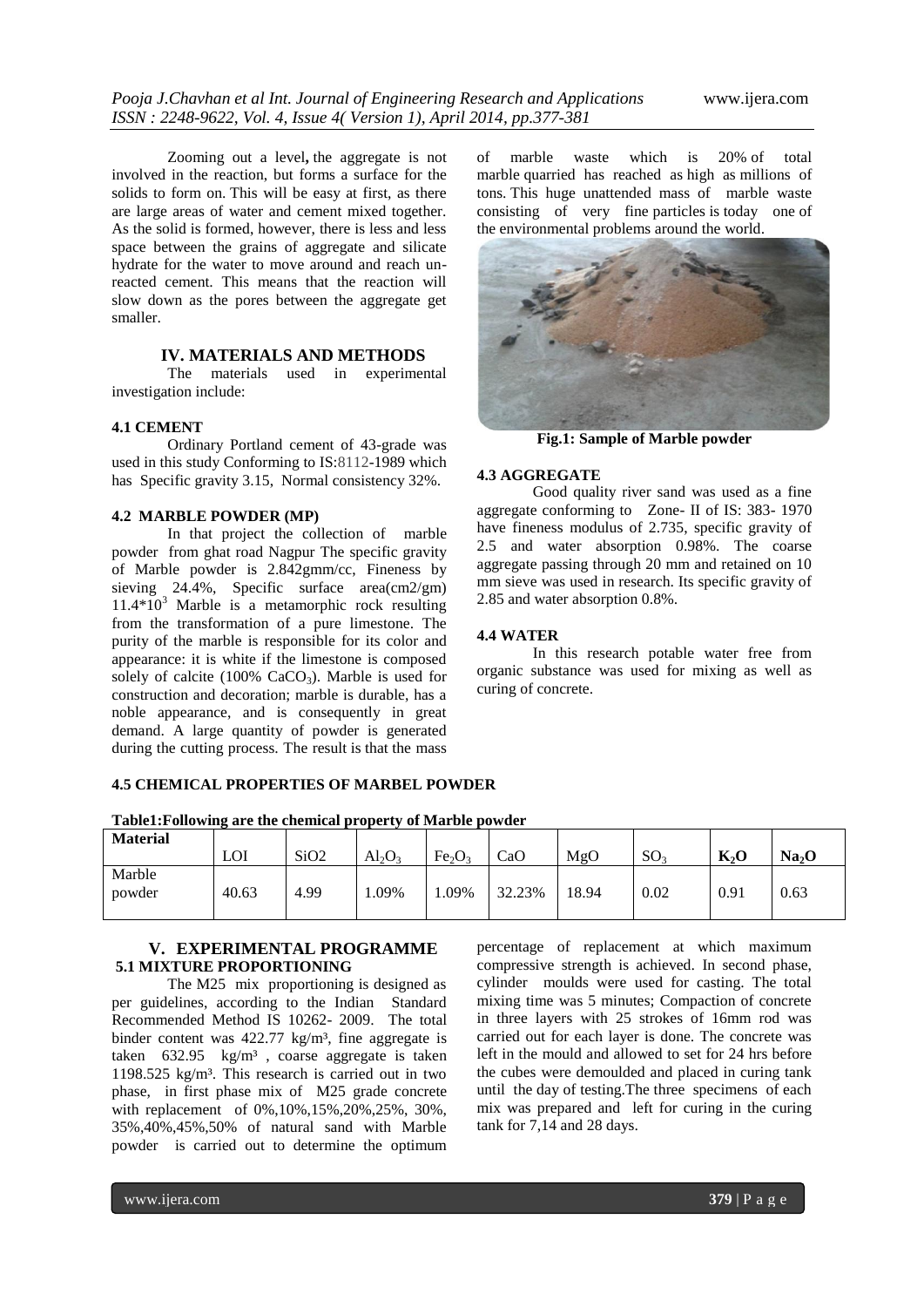Zooming out a level**,** the aggregate is not involved in the reaction, but forms a surface for the solids to form on. This will be easy at first, as there are large areas of water and cement mixed together. As the solid is formed, however, there is less and less space between the grains of aggregate and silicate hydrate for the water to move around and reach un-reacted cement. This means that the reaction will slow down as the pores between the aggregate get smaller.

## IV. MATERIALS AND METHODS

The materials used in experimental investigation include:

### 4.1 CEMENT

Ordinary Portland cement of 43-grade was used in this study Conforming to IS:8112-1989 which has Specific gravity 3.15, Normal consistency 32%.

### 4.2 MARBLE POWDER (MP)

In that project the collection of marble powder from ghat road Nagpur The specific gravity of Marble powder is 2.842gmm/cc, Fineness by sieving 24.4%, Specific surface area(cm2/gm) $11.4*10^3$ Marble is a metamorphic rock resulting from the transformation of a pure limestone. The purity of the marble is responsible for its color and appearance: it is white if the limestone is composed solely of calcite (100% $CaCO_3$). Marble is used for construction and decoration; marble is durable, has a noble appearance, and is consequently in great demand. A large quantity of powder is generated during the cutting process. The result is that the mass of marble waste which is 20% of total marble quarried has reached as high as millions of tons. This huge unattended mass of marble waste consisting of very fine particles is today one of the environmental problems around the world.

**Fig.1: Sample of Marble powder**

### 4.3 AGGREGATE

Good quality river sand was used as a fine aggregate conforming to Zone- II of IS: 383- 1970 have fineness modulus of 2.735, specific gravity of 2.5 and water absorption 0.98%. The coarse aggregate passing through 20 mm and retained on 10 mm sieve was used in research. Its specific gravity of 2.85 and water absorption 0.8%.

### 4.4 WATER

In this research potable water free from organic substance was used for mixing as well as curing of concrete.

### 4.5 CHEMICAL PROPERTIES OF MARBEL POWDER

**Table1:Following are the chemical property of Marble powder**

| Material | LOI | SiO2 | $Al_2O_3$ | $Fe_2O_3$ | CaO | MgO | $SO_3$ | $K_2O$ | $Na_2O$ |
|---|---|---|---|---|---|---|---|---|---|
| Marble powder | 40.63 | 4.99 | 1.09% | 1.09% | 32.23% | 18.94 | 0.02 | 0.91 | 0.63 |

## V. EXPERIMENTAL PROGRAMME

### 5.1 MIXTURE PROPORTIONING

The M25 mix proportioning is designed as per guidelines, according to the Indian Standard Recommended Method IS 10262- 2009. The total binder content was 422.77 kg/m³, fine aggregate is taken 632.95 kg/m³ , coarse aggregate is taken 1198.525 kg/m³. This research is carried out in two phase, in first phase mix of M25 grade concrete with replacement of 0%,10%,15%,20%,25%, 30%, 35%,40%,45%,50% of natural sand with Marble powder is carried out to determine the optimum percentage of replacement at which maximum compressive strength is achieved. In second phase, cylinder moulds were used for casting. The total mixing time was 5 minutes; Compaction of concrete in three layers with 25 strokes of 16mm rod was carried out for each layer is done. The concrete was left in the mould and allowed to set for 24 hrs before the cubes were demoulded and placed in curing tank until the day of testing.The three specimens of each mix was prepared and left for curing in the curing tank for 7,14 and 28 days.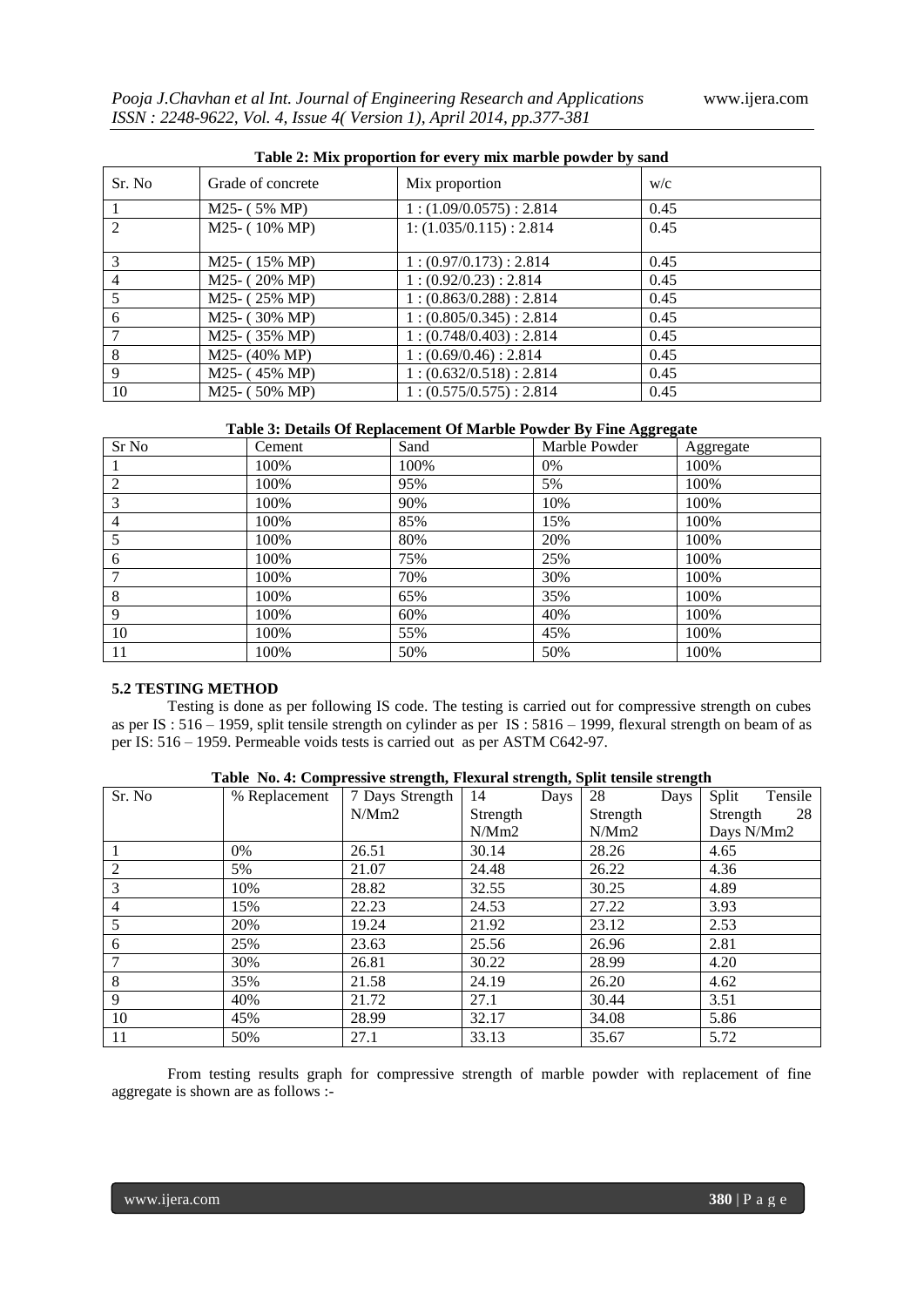**Table 2: Mix proportion for every mix marble powder by sand**

| Sr. No | Grade of concrete | Mix proportion | w/c |
|---|---|---|---|
| 1 | M25- ( 5% MP) | 1 : (1.09/0.0575) : 2.814 | 0.45 |
| 2 | M25- ( 10% MP) | 1: (1.035/0.115) : 2.814 | 0.45 |
| 3 | M25- ( 15% MP) | 1 : (0.97/0.173) : 2.814 | 0.45 |
| 4 | M25- ( 20% MP) | 1 : (0.92/0.23) : 2.814 | 0.45 |
| 5 | M25- ( 25% MP) | 1 : (0.863/0.288) : 2.814 | 0.45 |
| 6 | M25- ( 30% MP) | 1 : (0.805/0.345) : 2.814 | 0.45 |
| 7 | M25- ( 35% MP) | 1 : (0.748/0.403) : 2.814 | 0.45 |
| 8 | M25- (40% MP) | 1 : (0.69/0.46) : 2.814 | 0.45 |
| 9 | M25- ( 45% MP) | 1 : (0.632/0.518) : 2.814 | 0.45 |
| 10 | M25- ( 50% MP) | 1 : (0.575/0.575) : 2.814 | 0.45 |

**Table 3: Details Of Replacement Of Marble Powder By Fine Aggregate**

| Sr No | Cement | Sand | Marble Powder | Aggregate |
|---|---|---|---|---|
| 1 | 100% | 100% | 0% | 100% |
| 2 | 100% | 95% | 5% | 100% |
| 3 | 100% | 90% | 10% | 100% |
| 4 | 100% | 85% | 15% | 100% |
| 5 | 100% | 80% | 20% | 100% |
| 6 | 100% | 75% | 25% | 100% |
| 7 | 100% | 70% | 30% | 100% |
| 8 | 100% | 65% | 35% | 100% |
| 9 | 100% | 60% | 40% | 100% |
| 10 | 100% | 55% | 45% | 100% |
| 11 | 100% | 50% | 50% | 100% |

### 5.2 TESTING METHOD

Testing is done as per following IS code. The testing is carried out for compressive strength on cubes as per IS : 516 – 1959, split tensile strength on cylinder as per IS : 5816 – 1999, flexural strength on beam of as per IS: 516 – 1959. Permeable voids tests is carried out as per ASTM C642-97.

**Table No. 4: Compressive strength, Flexural strength, Split tensile strength**

| Sr. No | % Replacement | 7 Days Strength N/Mm2 | 14 Days Strength N/Mm2 | 28 Days Strength N/Mm2 | Split Tensile Strength 28 Days N/Mm2 |
|---|---|---|---|---|---|
| 1 | 0% | 26.51 | 30.14 | 28.26 | 4.65 |
| 2 | 5% | 21.07 | 24.48 | 26.22 | 4.36 |
| 3 | 10% | 28.82 | 32.55 | 30.25 | 4.89 |
| 4 | 15% | 22.23 | 24.53 | 27.22 | 3.93 |
| 5 | 20% | 19.24 | 21.92 | 23.12 | 2.53 |
| 6 | 25% | 23.63 | 25.56 | 26.96 | 2.81 |
| 7 | 30% | 26.81 | 30.22 | 28.99 | 4.20 |
| 8 | 35% | 21.58 | 24.19 | 26.20 | 4.62 |
| 9 | 40% | 21.72 | 27.1 | 30.44 | 3.51 |
| 10 | 45% | 28.99 | 32.17 | 34.08 | 5.86 |
| 11 | 50% | 27.1 | 33.13 | 35.67 | 5.72 |

From testing results graph for compressive strength of marble powder with replacement of fine aggregate is shown are as follows :-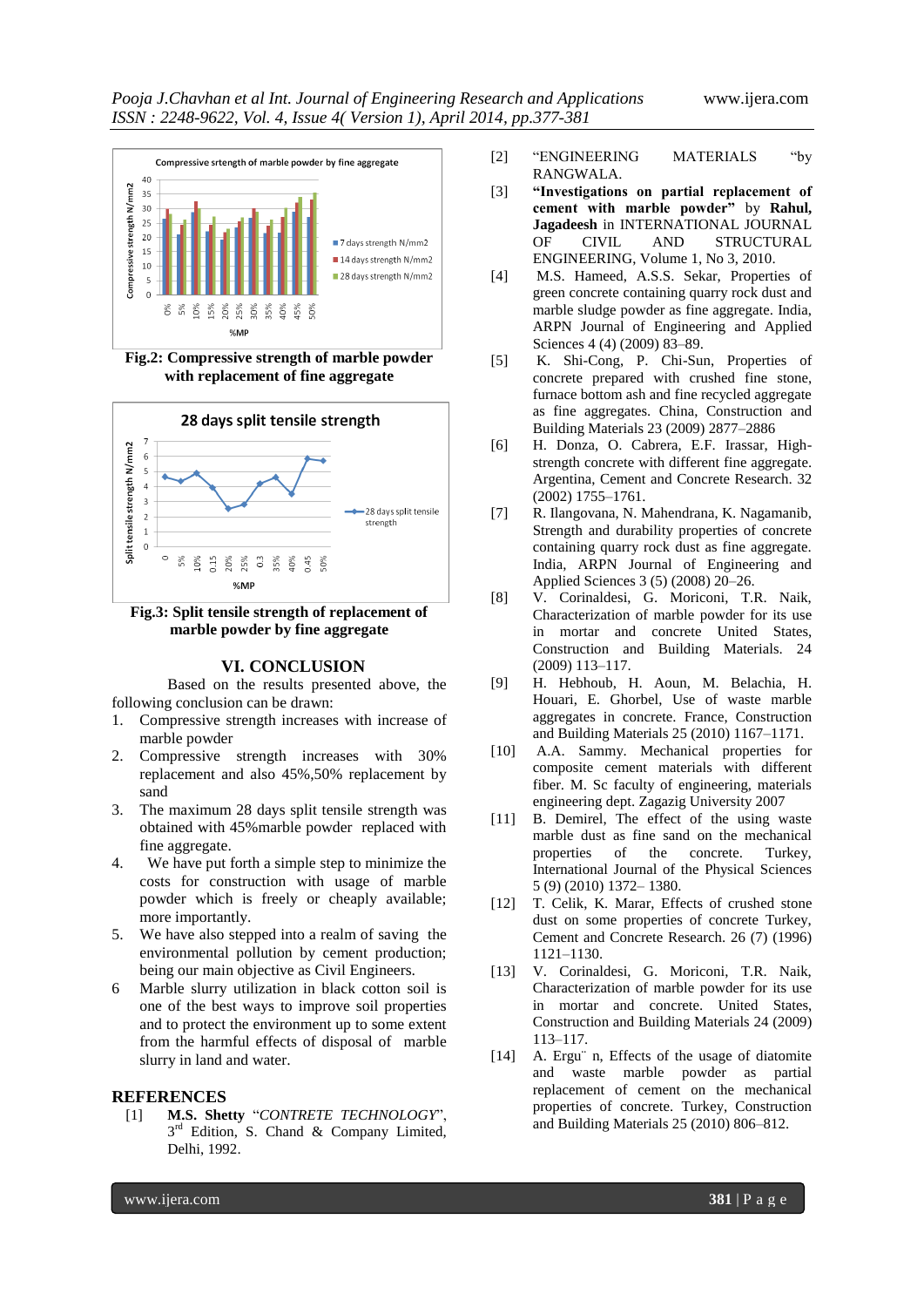Compressive srtength of marble powder by fine aggregate

Compressive strength N/mm2

40
35
30
25
20
15
10
5
0

0% 5% 10% 15% 20% 25% 30% 35% 40% 45% 50%

%MP

7 days strength N/mm2
14 days strength N/mm2
28 days strength N/mm2

**Fig.2: Compressive strength of marble powder with replacement of fine aggregate**

28 days split tensile strength

Split tensile strength N/mm2

7
6
5
4
3
2
1
0

0 5% 10% 0.15 20% 25% 0.3 35% 40% 0.45 50%

%MP

28 days split tensile strength

**Fig.3: Split tensile strength of replacement of marble powder by fine aggregate**

## VI. CONCLUSION

Based on the results presented above, the following conclusion can be drawn:

1. Compressive strength increases with increase of marble powder
2. Compressive strength increases with 30% replacement and also 45%,50% replacement by sand
3. The maximum 28 days split tensile strength was obtained with 45%marble powder replaced with fine aggregate.
4. We have put forth a simple step to minimize the costs for construction with usage of marble powder which is freely or cheaply available; more importantly.
5. We have also stepped into a realm of saving the environmental pollution by cement production; being our main objective as Civil Engineers.
6. Marble slurry utilization in black cotton soil is one of the best ways to improve soil properties and to protect the environment up to some extent from the harmful effects of disposal of marble slurry in land and water.

## REFERENCES

[1] **M.S. Shetty** "*CONTRETE TECHNOLOGY*", 3rd Edition, S. Chand & Company Limited, Delhi, 1992.

[2] "ENGINEERING MATERIALS "by RANGWALA.

[3] **"Investigations on partial replacement of cement with marble powder"** by **Rahul, Jagadeesh** in INTERNATIONAL JOURNAL OF CIVIL AND STRUCTURAL ENGINEERING, Volume 1, No 3, 2010.

[4] M.S. Hameed, A.S.S. Sekar, Properties of green concrete containing quarry rock dust and marble sludge powder as fine aggregate. India, ARPN Journal of Engineering and Applied Sciences 4 (4) (2009) 83–89.

[5] K. Shi-Cong, P. Chi-Sun, Properties of concrete prepared with crushed fine stone, furnace bottom ash and fine recycled aggregate as fine aggregates. China, Construction and Building Materials 23 (2009) 2877–2886

[6] H. Donza, O. Cabrera, E.F. Irassar, High-strength concrete with different fine aggregate. Argentina, Cement and Concrete Research. 32 (2002) 1755–1761.

[7] R. Ilangovana, N. Mahendrana, K. Nagamanib, Strength and durability properties of concrete containing quarry rock dust as fine aggregate. India, ARPN Journal of Engineering and Applied Sciences 3 (5) (2008) 20–26.

[8] V. Corinaldesi, G. Moriconi, T.R. Naik, Characterization of marble powder for its use in mortar and concrete United States, Construction and Building Materials. 24 (2009) 113–117.

[9] H. Hebhoub, H. Aoun, M. Belachia, H. Houari, E. Ghorbel, Use of waste marble aggregates in concrete. France, Construction and Building Materials 25 (2010) 1167–1171.

[10] A.A. Sammy. Mechanical properties for composite cement materials with different fiber. M. Sc faculty of engineering, materials engineering dept. Zagazig University 2007

[11] B. Demirel, The effect of the using waste marble dust as fine sand on the mechanical properties of the concrete. Turkey, International Journal of the Physical Sciences 5 (9) (2010) 1372– 1380.

[12] T. Celik, K. Marar, Effects of crushed stone dust on some properties of concrete Turkey, Cement and Concrete Research. 26 (7) (1996) 1121–1130.

[13] V. Corinaldesi, G. Moriconi, T.R. Naik, Characterization of marble powder for its use in mortar and concrete. United States, Construction and Building Materials 24 (2009) 113–117.

[14] A. Ergu¨ n, Effects of the usage of diatomite and waste marble powder as partial replacement of cement on the mechanical properties of concrete. Turkey, Construction and Building Materials 25 (2010) 806–812.